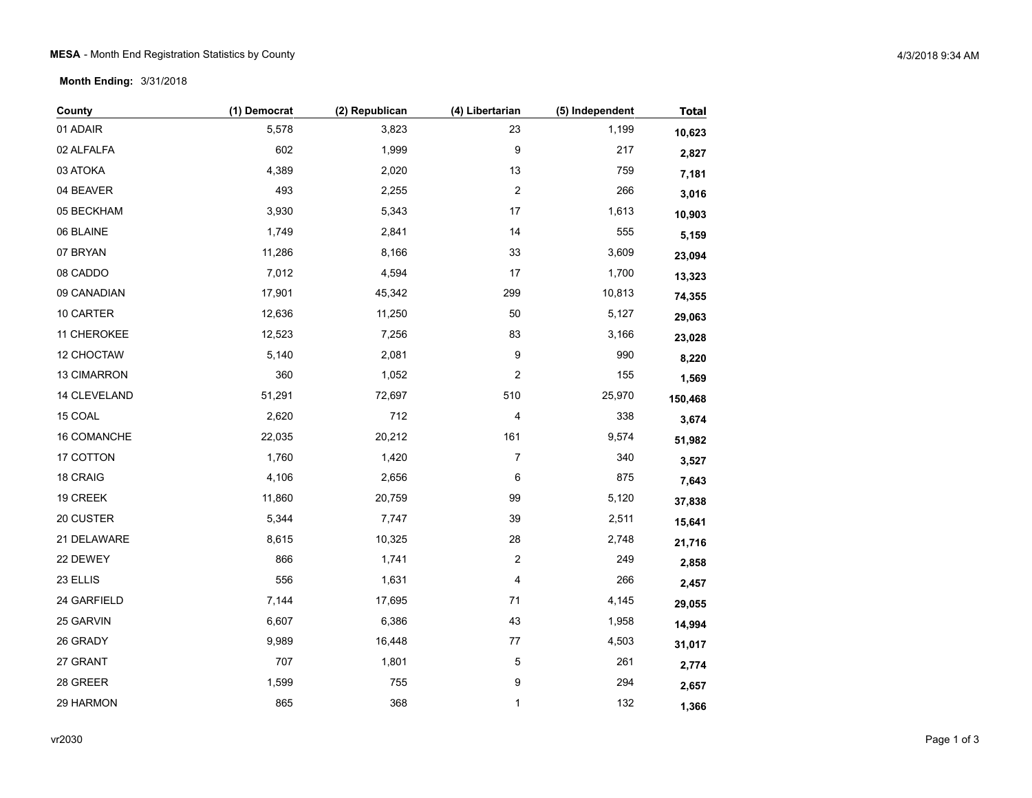**MESA** - Month End Registration Statistics by County

**Month Ending:** 3/31/2018

| County | (1) Democrat | (2) Republican | (4) Libertarian | (5) Independent | **Total** |
|---|---|---|---|---|---|
| 01 ADAIR | 5,578 | 3,823 | 23 | 1,199 | **10,623** |
| 02 ALFALFA | 602 | 1,999 | 9 | 217 | **2,827** |
| 03 ATOKA | 4,389 | 2,020 | 13 | 759 | **7,181** |
| 04 BEAVER | 493 | 2,255 | 2 | 266 | **3,016** |
| 05 BECKHAM | 3,930 | 5,343 | 17 | 1,613 | **10,903** |
| 06 BLAINE | 1,749 | 2,841 | 14 | 555 | **5,159** |
| 07 BRYAN | 11,286 | 8,166 | 33 | 3,609 | **23,094** |
| 08 CADDO | 7,012 | 4,594 | 17 | 1,700 | **13,323** |
| 09 CANADIAN | 17,901 | 45,342 | 299 | 10,813 | **74,355** |
| 10 CARTER | 12,636 | 11,250 | 50 | 5,127 | **29,063** |
| 11 CHEROKEE | 12,523 | 7,256 | 83 | 3,166 | **23,028** |
| 12 CHOCTAW | 5,140 | 2,081 | 9 | 990 | **8,220** |
| 13 CIMARRON | 360 | 1,052 | 2 | 155 | **1,569** |
| 14 CLEVELAND | 51,291 | 72,697 | 510 | 25,970 | **150,468** |
| 15 COAL | 2,620 | 712 | 4 | 338 | **3,674** |
| 16 COMANCHE | 22,035 | 20,212 | 161 | 9,574 | **51,982** |
| 17 COTTON | 1,760 | 1,420 | 7 | 340 | **3,527** |
| 18 CRAIG | 4,106 | 2,656 | 6 | 875 | **7,643** |
| 19 CREEK | 11,860 | 20,759 | 99 | 5,120 | **37,838** |
| 20 CUSTER | 5,344 | 7,747 | 39 | 2,511 | **15,641** |
| 21 DELAWARE | 8,615 | 10,325 | 28 | 2,748 | **21,716** |
| 22 DEWEY | 866 | 1,741 | 2 | 249 | **2,858** |
| 23 ELLIS | 556 | 1,631 | 4 | 266 | **2,457** |
| 24 GARFIELD | 7,144 | 17,695 | 71 | 4,145 | **29,055** |
| 25 GARVIN | 6,607 | 6,386 | 43 | 1,958 | **14,994** |
| 26 GRADY | 9,989 | 16,448 | 77 | 4,503 | **31,017** |
| 27 GRANT | 707 | 1,801 | 5 | 261 | **2,774** |
| 28 GREER | 1,599 | 755 | 9 | 294 | **2,657** |
| 29 HARMON | 865 | 368 | 1 | 132 | **1,366** |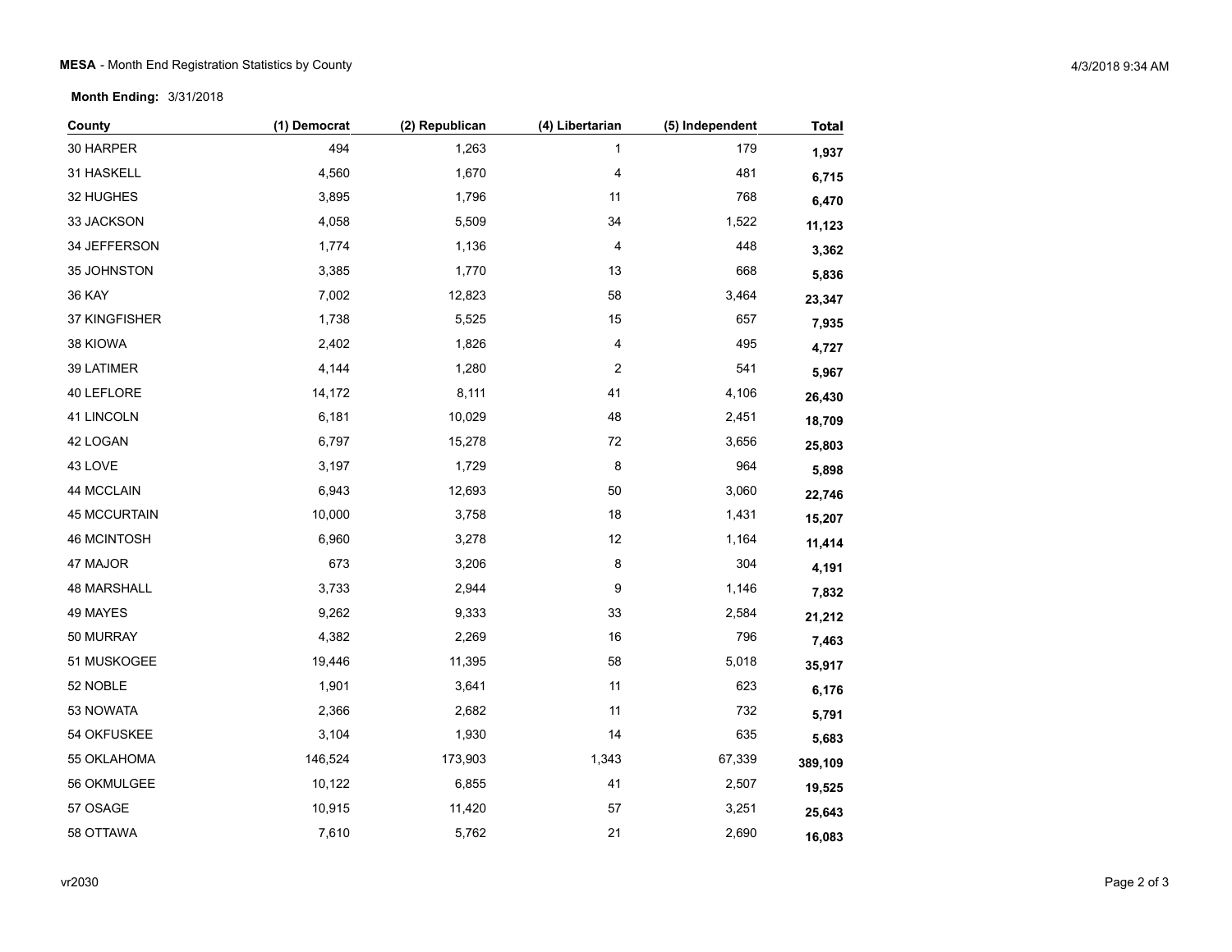**MESA** - Month End Registration Statistics by County

**Month Ending:** 3/31/2018

| County | (1) Democrat | (2) Republican | (4) Libertarian | (5) Independent | **Total** |
|---|---|---|---|---|---|
| 30 HARPER | 494 | 1,263 | 1 | 179 | **1,937** |
| 31 HASKELL | 4,560 | 1,670 | 4 | 481 | **6,715** |
| 32 HUGHES | 3,895 | 1,796 | 11 | 768 | **6,470** |
| 33 JACKSON | 4,058 | 5,509 | 34 | 1,522 | **11,123** |
| 34 JEFFERSON | 1,774 | 1,136 | 4 | 448 | **3,362** |
| 35 JOHNSTON | 3,385 | 1,770 | 13 | 668 | **5,836** |
| 36 KAY | 7,002 | 12,823 | 58 | 3,464 | **23,347** |
| 37 KINGFISHER | 1,738 | 5,525 | 15 | 657 | **7,935** |
| 38 KIOWA | 2,402 | 1,826 | 4 | 495 | **4,727** |
| 39 LATIMER | 4,144 | 1,280 | 2 | 541 | **5,967** |
| 40 LEFLORE | 14,172 | 8,111 | 41 | 4,106 | **26,430** |
| 41 LINCOLN | 6,181 | 10,029 | 48 | 2,451 | **18,709** |
| 42 LOGAN | 6,797 | 15,278 | 72 | 3,656 | **25,803** |
| 43 LOVE | 3,197 | 1,729 | 8 | 964 | **5,898** |
| 44 MCCLAIN | 6,943 | 12,693 | 50 | 3,060 | **22,746** |
| 45 MCCURTAIN | 10,000 | 3,758 | 18 | 1,431 | **15,207** |
| 46 MCINTOSH | 6,960 | 3,278 | 12 | 1,164 | **11,414** |
| 47 MAJOR | 673 | 3,206 | 8 | 304 | **4,191** |
| 48 MARSHALL | 3,733 | 2,944 | 9 | 1,146 | **7,832** |
| 49 MAYES | 9,262 | 9,333 | 33 | 2,584 | **21,212** |
| 50 MURRAY | 4,382 | 2,269 | 16 | 796 | **7,463** |
| 51 MUSKOGEE | 19,446 | 11,395 | 58 | 5,018 | **35,917** |
| 52 NOBLE | 1,901 | 3,641 | 11 | 623 | **6,176** |
| 53 NOWATA | 2,366 | 2,682 | 11 | 732 | **5,791** |
| 54 OKFUSKEE | 3,104 | 1,930 | 14 | 635 | **5,683** |
| 55 OKLAHOMA | 146,524 | 173,903 | 1,343 | 67,339 | **389,109** |
| 56 OKMULGEE | 10,122 | 6,855 | 41 | 2,507 | **19,525** |
| 57 OSAGE | 10,915 | 11,420 | 57 | 3,251 | **25,643** |
| 58 OTTAWA | 7,610 | 5,762 | 21 | 2,690 | **16,083** |

vr2030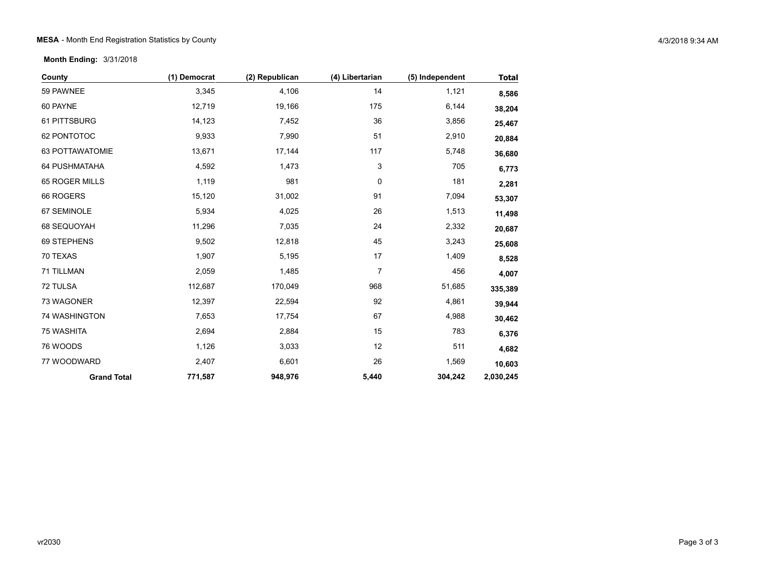**MESA** - Month End Registration Statistics by County

**Month Ending:** 3/31/2018

| County | (1) Democrat | (2) Republican | (4) Libertarian | (5) Independent | Total |
|---|---|---|---|---|---|
| 59 PAWNEE | 3,345 | 4,106 | 14 | 1,121 | **8,586** |
| 60 PAYNE | 12,719 | 19,166 | 175 | 6,144 | **38,204** |
| 61 PITTSBURG | 14,123 | 7,452 | 36 | 3,856 | **25,467** |
| 62 PONTOTOC | 9,933 | 7,990 | 51 | 2,910 | **20,884** |
| 63 POTTAWATOMIE | 13,671 | 17,144 | 117 | 5,748 | **36,680** |
| 64 PUSHMATAHA | 4,592 | 1,473 | 3 | 705 | **6,773** |
| 65 ROGER MILLS | 1,119 | 981 | 0 | 181 | **2,281** |
| 66 ROGERS | 15,120 | 31,002 | 91 | 7,094 | **53,307** |
| 67 SEMINOLE | 5,934 | 4,025 | 26 | 1,513 | **11,498** |
| 68 SEQUOYAH | 11,296 | 7,035 | 24 | 2,332 | **20,687** |
| 69 STEPHENS | 9,502 | 12,818 | 45 | 3,243 | **25,608** |
| 70 TEXAS | 1,907 | 5,195 | 17 | 1,409 | **8,528** |
| 71 TILLMAN | 2,059 | 1,485 | 7 | 456 | **4,007** |
| 72 TULSA | 112,687 | 170,049 | 968 | 51,685 | **335,389** |
| 73 WAGONER | 12,397 | 22,594 | 92 | 4,861 | **39,944** |
| 74 WASHINGTON | 7,653 | 17,754 | 67 | 4,988 | **30,462** |
| 75 WASHITA | 2,694 | 2,884 | 15 | 783 | **6,376** |
| 76 WOODS | 1,126 | 3,033 | 12 | 511 | **4,682** |
| 77 WOODWARD | 2,407 | 6,601 | 26 | 1,569 | **10,603** |
| **Grand Total** | **771,587** | **948,976** | **5,440** | **304,242** | **2,030,245** |

vr2030